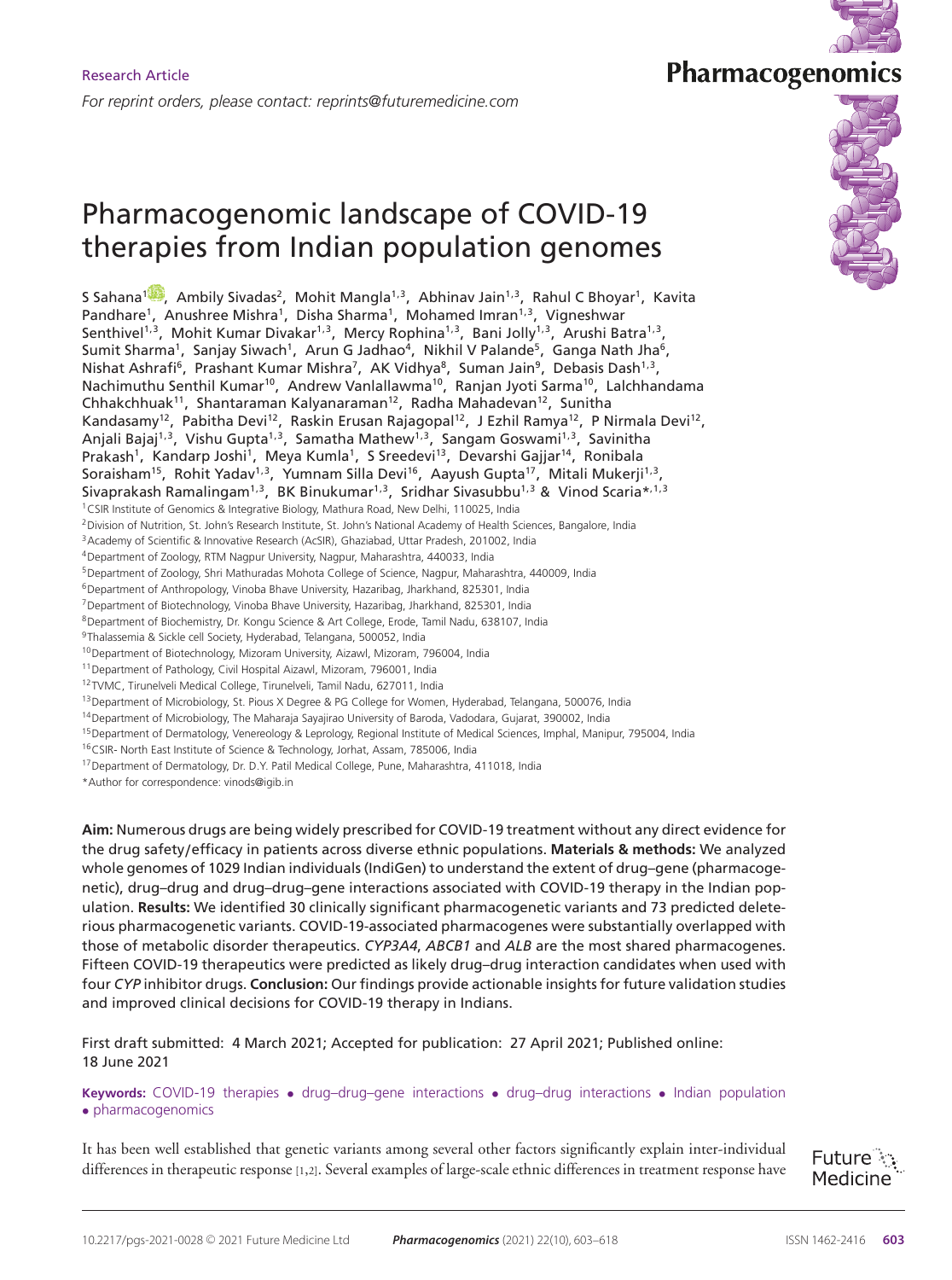Research Article

*For reprint orders, please contact: reprints@futuremedicine.com*

# Pharmacogenomic landscape of COVID-19 therapies from Indian population genomes

S Sahana[1], Ambily Sivadas[2], Mohit Mangla[1,3], Abhinav Jain[1,3], Rahul C Bhoyar[1], Kavita Pandhare[1], Anushree Mishra[1], Disha Sharma[1], Mohamed Imran[1,3], Vigneshwar Senthivel[1,3], Mohit Kumar Divakar[1,3], Mercy Rophina[1,3], Bani Jolly[1,3], Arushi Batra[1,3], Sumit Sharma[1], Sanjay Siwach[1], Arun G Jadhao[4], Nikhil V Palande[5], Ganga Nath Jha[6], Nishat Ashrafi[6], Prashant Kumar Mishra[7], AK Vidhya[8], Suman Jain[9], Debasis Dash[1,3], Nachimuthu Senthil Kumar[10], Andrew Vanlallawma[10], Ranjan Jyoti Sarma[10], Lalchhandama Chhakchhuak[11], Shantaraman Kalyanaraman[12], Radha Mahadevan[12], Sunitha Kandasamy[12], Pabitha Devi[12], Raskin Erusan Rajagopal[12], J Ezhil Ramya[12], P Nirmala Devi[12], Anjali Bajaj[1,3], Vishu Gupta[1,3], Samatha Mathew[1,3], Sangam Goswami[1,3], Savinitha Prakash[1], Kandarp Joshi[1], Meya Kumla[1], S Sreedevi[13], Devarshi Gajjar[14], Ronibala Soraisham[15], Rohit Yadav[1,3], Yumnam Silla Devi[16], Aayush Gupta[17], Mitali Mukerji[1,3], Sivaprakash Ramalingam[1,3], BK Binukumar[1,3], Sridhar Sivasubbu[1,3] & Vinod Scaria*[1,3]

[1]CSIR Institute of Genomics & Integrative Biology, Mathura Road, New Delhi, 110025, India
[2]Division of Nutrition, St. John's Research Institute, St. John's National Academy of Health Sciences, Bangalore, India
[3]Academy of Scientific & Innovative Research (AcSIR), Ghaziabad, Uttar Pradesh, 201002, India
[4]Department of Zoology, RTM Nagpur University, Nagpur, Maharashtra, 440033, India
[5]Department of Zoology, Shri Mathuradas Mohota College of Science, Nagpur, Maharashtra, 440009, India
[6]Department of Anthropology, Vinoba Bhave University, Hazaribag, Jharkhand, 825301, India
[7]Department of Biotechnology, Vinoba Bhave University, Hazaribag, Jharkhand, 825301, India
[8]Department of Biochemistry, Dr. Kongu Science & Art College, Erode, Tamil Nadu, 638107, India
[9]Thalassemia & Sickle cell Society, Hyderabad, Telangana, 500052, India
[10]Department of Biotechnology, Mizoram University, Aizawl, Mizoram, 796004, India
[11]Department of Pathology, Civil Hospital Aizawl, Mizoram, 796001, India
[12]TVMC, Tirunelveli Medical College, Tirunelveli, Tamil Nadu, 627011, India
[13]Department of Microbiology, St. Pious X Degree & PG College for Women, Hyderabad, Telangana, 500076, India
[14]Department of Microbiology, The Maharaja Sayajirao University of Baroda, Vadodara, Gujarat, 390002, India
[15]Department of Dermatology, Venereology & Leprology, Regional Institute of Medical Sciences, Imphal, Manipur, 795004, India
[16]CSIR- North East Institute of Science & Technology, Jorhat, Assam, 785006, India
[17]Department of Dermatology, Dr. D.Y. Patil Medical College, Pune, Maharashtra, 411018, India
*Author for correspondence: vinods@igib.in

**Aim:** Numerous drugs are being widely prescribed for COVID-19 treatment without any direct evidence for the drug safety/efficacy in patients across diverse ethnic populations. **Materials & methods:** We analyzed whole genomes of 1029 Indian individuals (IndiGen) to understand the extent of drug–gene (pharmacogenetic), drug–drug and drug–drug–gene interactions associated with COVID-19 therapy in the Indian population. **Results:** We identified 30 clinically significant pharmacogenetic variants and 73 predicted deleterious pharmacogenetic variants. COVID-19-associated pharmacogenes were substantially overlapped with those of metabolic disorder therapeutics. *CYP3A4*, *ABCB1* and *ALB* are the most shared pharmacogenes. Fifteen COVID-19 therapeutics were predicted as likely drug–drug interaction candidates when used with four *CYP* inhibitor drugs. **Conclusion:** Our findings provide actionable insights for future validation studies and improved clinical decisions for COVID-19 therapy in Indians.

First draft submitted: 4 March 2021; Accepted for publication: 27 April 2021; Published online: 18 June 2021

**Keywords:** COVID-19 therapies • drug–drug–gene interactions • drug–drug interactions • Indian population • pharmacogenomics

It has been well established that genetic variants among several other factors significantly explain inter-individual differences in therapeutic response [1,2]. Several examples of large-scale ethnic differences in treatment response have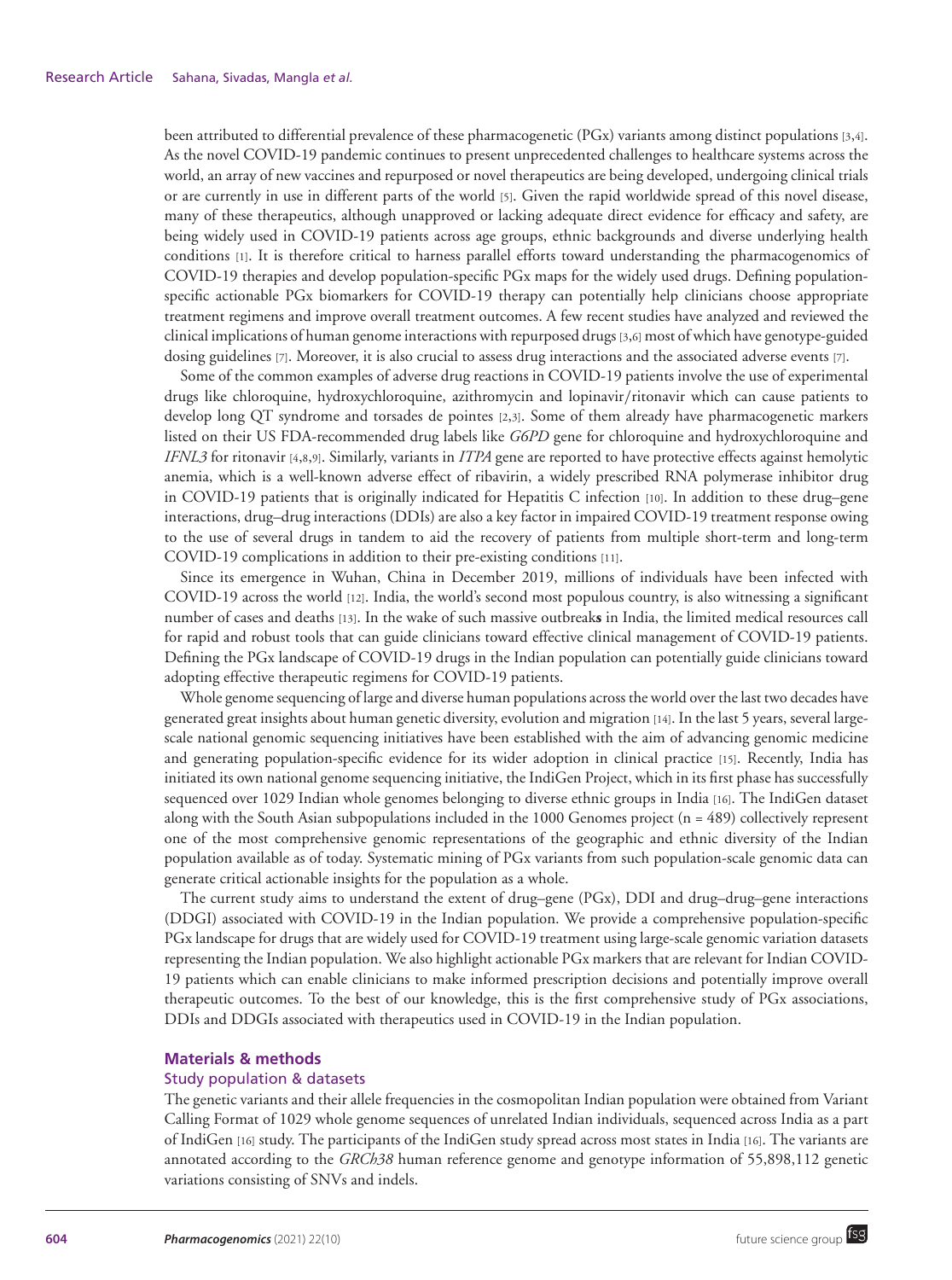been attributed to differential prevalence of these pharmacogenetic (PGx) variants among distinct populations [3,4]. As the novel COVID-19 pandemic continues to present unprecedented challenges to healthcare systems across the world, an array of new vaccines and repurposed or novel therapeutics are being developed, undergoing clinical trials or are currently in use in different parts of the world [5]. Given the rapid worldwide spread of this novel disease, many of these therapeutics, although unapproved or lacking adequate direct evidence for efficacy and safety, are being widely used in COVID-19 patients across age groups, ethnic backgrounds and diverse underlying health conditions [1]. It is therefore critical to harness parallel efforts toward understanding the pharmacogenomics of COVID-19 therapies and develop population-specific PGx maps for the widely used drugs. Defining population-specific actionable PGx biomarkers for COVID-19 therapy can potentially help clinicians choose appropriate treatment regimens and improve overall treatment outcomes. A few recent studies have analyzed and reviewed the clinical implications of human genome interactions with repurposed drugs [3,6] most of which have genotype-guided dosing guidelines [7]. Moreover, it is also crucial to assess drug interactions and the associated adverse events [7].

Some of the common examples of adverse drug reactions in COVID-19 patients involve the use of experimental drugs like chloroquine, hydroxychloroquine, azithromycin and lopinavir/ritonavir which can cause patients to develop long QT syndrome and torsades de pointes [2,3]. Some of them already have pharmacogenetic markers listed on their US FDA-recommended drug labels like *G6PD* gene for chloroquine and hydroxychloroquine and *IFNL3* for ritonavir [4,8,9]. Similarly, variants in *ITPA* gene are reported to have protective effects against hemolytic anemia, which is a well-known adverse effect of ribavirin, a widely prescribed RNA polymerase inhibitor drug in COVID-19 patients that is originally indicated for Hepatitis C infection [10]. In addition to these drug–gene interactions, drug–drug interactions (DDIs) are also a key factor in impaired COVID-19 treatment response owing to the use of several drugs in tandem to aid the recovery of patients from multiple short-term and long-term COVID-19 complications in addition to their pre-existing conditions [11].

Since its emergence in Wuhan, China in December 2019, millions of individuals have been infected with COVID-19 across the world [12]. India, the world's second most populous country, is also witnessing a significant number of cases and deaths [13]. In the wake of such massive outbreak**s** in India, the limited medical resources call for rapid and robust tools that can guide clinicians toward effective clinical management of COVID-19 patients. Defining the PGx landscape of COVID-19 drugs in the Indian population can potentially guide clinicians toward adopting effective therapeutic regimens for COVID-19 patients.

Whole genome sequencing of large and diverse human populations across the world over the last two decades have generated great insights about human genetic diversity, evolution and migration [14]. In the last 5 years, several large-scale national genomic sequencing initiatives have been established with the aim of advancing genomic medicine and generating population-specific evidence for its wider adoption in clinical practice [15]. Recently, India has initiated its own national genome sequencing initiative, the IndiGen Project, which in its first phase has successfully sequenced over 1029 Indian whole genomes belonging to diverse ethnic groups in India [16]. The IndiGen dataset along with the South Asian subpopulations included in the 1000 Genomes project (n = 489) collectively represent one of the most comprehensive genomic representations of the geographic and ethnic diversity of the Indian population available as of today. Systematic mining of PGx variants from such population-scale genomic data can generate critical actionable insights for the population as a whole.

The current study aims to understand the extent of drug–gene (PGx), DDI and drug–drug–gene interactions (DDGI) associated with COVID-19 in the Indian population. We provide a comprehensive population-specific PGx landscape for drugs that are widely used for COVID-19 treatment using large-scale genomic variation datasets representing the Indian population. We also highlight actionable PGx markers that are relevant for Indian COVID-19 patients which can enable clinicians to make informed prescription decisions and potentially improve overall therapeutic outcomes. To the best of our knowledge, this is the first comprehensive study of PGx associations, DDIs and DDGIs associated with therapeutics used in COVID-19 in the Indian population.

## Materials & methods

### Study population & datasets

The genetic variants and their allele frequencies in the cosmopolitan Indian population were obtained from Variant Calling Format of 1029 whole genome sequences of unrelated Indian individuals, sequenced across India as a part of IndiGen [16] study. The participants of the IndiGen study spread across most states in India [16]. The variants are annotated according to the *GRCh38* human reference genome and genotype information of 55,898,112 genetic variations consisting of SNVs and indels.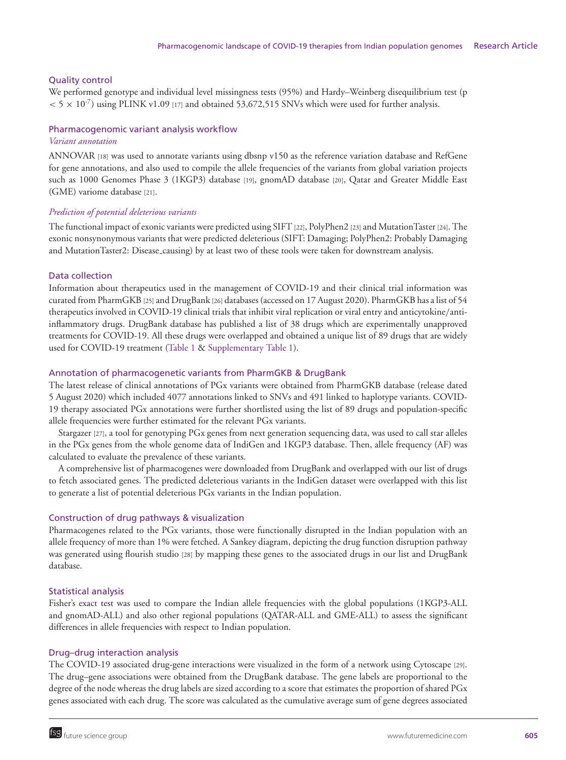## Quality control

We performed genotype and individual level missingness tests (95%) and Hardy–Weinberg disequilibrium test ($p < 5 \times 10^{-7}$) using PLINK v1.09 [17] and obtained 53,672,515 SNVs which were used for further analysis.

## Pharmacogenomic variant analysis workflow

### *Variant annotation*

ANNOVAR [18] was used to annotate variants using dbsnp v150 as the reference variation database and RefGene for gene annotations, and also used to compile the allele frequencies of the variants from global variation projects such as 1000 Genomes Phase 3 (1KGP3) database [19], gnomAD database [20], Qatar and Greater Middle East (GME) variome database [21].

### *Prediction of potential deleterious variants*

The functional impact of exonic variants were predicted using SIFT [22], PolyPhen2 [23] and MutationTaster [24]. The exonic nonsynonymous variants that were predicted deleterious (SIFT: Damaging; PolyPhen2: Probably Damaging and MutationTaster2: Disease_causing) by at least two of these tools were taken for downstream analysis.

## Data collection

Information about therapeutics used in the management of COVID-19 and their clinical trial information was curated from PharmGKB [25] and DrugBank [26] databases (accessed on 17 August 2020). PharmGKB has a list of 54 therapeutics involved in COVID-19 clinical trials that inhibit viral replication or viral entry and anticytokine/anti-inflammatory drugs. DrugBank database has published a list of 38 drugs which are experimentally unapproved treatments for COVID-19. All these drugs were overlapped and obtained a unique list of 89 drugs that are widely used for COVID-19 treatment (Table 1 & Supplementary Table 1).

## Annotation of pharmacogenetic variants from PharmGKB & DrugBank

The latest release of clinical annotations of PGx variants were obtained from PharmGKB database (release dated 5 August 2020) which included 4077 annotations linked to SNVs and 491 linked to haplotype variants. COVID-19 therapy associated PGx annotations were further shortlisted using the list of 89 drugs and population-specific allele frequencies were further estimated for the relevant PGx variants.

Stargazer [27], a tool for genotyping PGx genes from next generation sequencing data, was used to call star alleles in the PGx genes from the whole genome data of IndiGen and 1KGP3 database. Then, allele frequency (AF) was calculated to evaluate the prevalence of these variants.

A comprehensive list of pharmacogenes were downloaded from DrugBank and overlapped with our list of drugs to fetch associated genes. The predicted deleterious variants in the IndiGen dataset were overlapped with this list to generate a list of potential deleterious PGx variants in the Indian population.

## Construction of drug pathways & visualization

Pharmacogenes related to the PGx variants, those were functionally disrupted in the Indian population with an allele frequency of more than 1% were fetched. A Sankey diagram, depicting the drug function disruption pathway was generated using flourish studio [28] by mapping these genes to the associated drugs in our list and DrugBank database.

## Statistical analysis

Fisher's exact test was used to compare the Indian allele frequencies with the global populations (1KGP3-ALL and gnomAD-ALL) and also other regional populations (QATAR-ALL and GME-ALL) to assess the significant differences in allele frequencies with respect to Indian population.

## Drug–drug interaction analysis

The COVID-19 associated drug-gene interactions were visualized in the form of a network using Cytoscape [29]. The drug–gene associations were obtained from the DrugBank database. The gene labels are proportional to the degree of the node whereas the drug labels are sized according to a score that estimates the proportion of shared PGx genes associated with each drug. The score was calculated as the cumulative average sum of gene degrees associated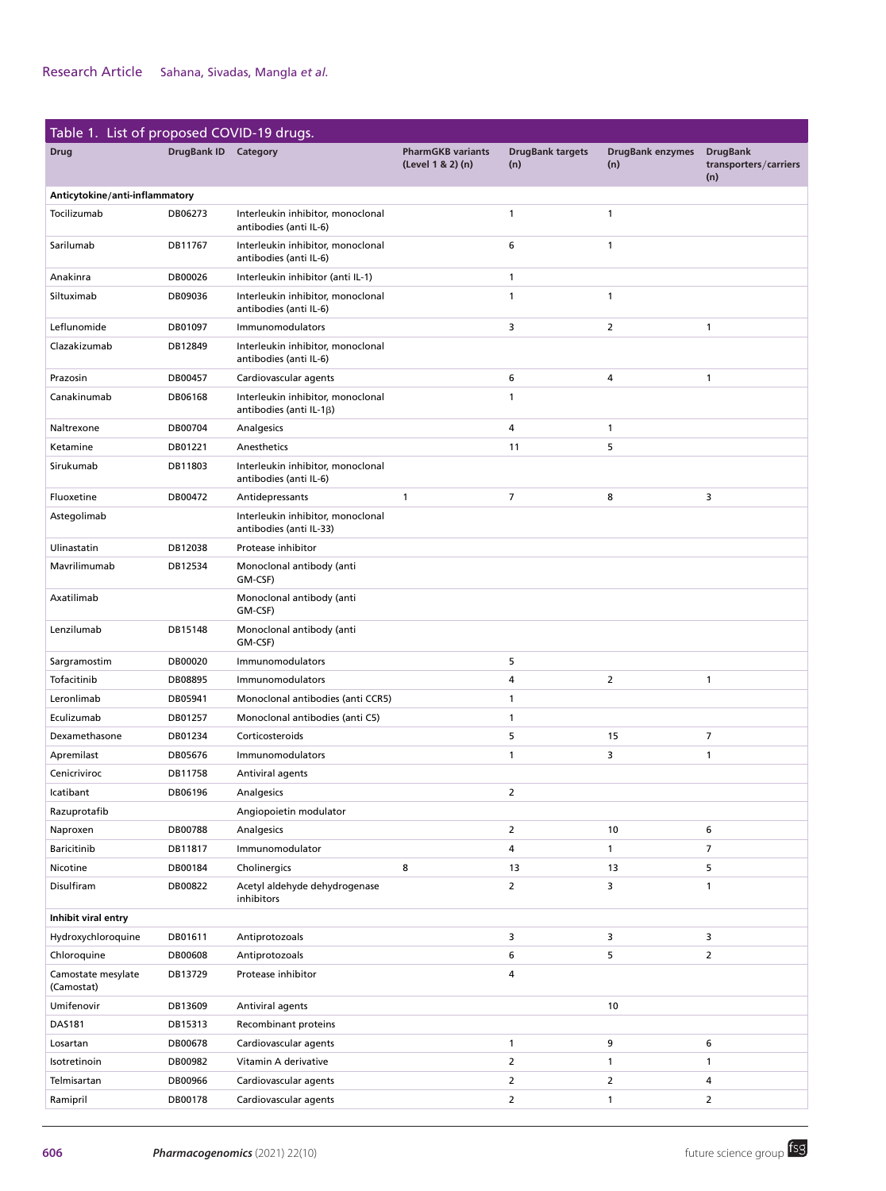Table 1. List of proposed COVID-19 drugs.

| Drug | DrugBank ID | Category | PharmGKB variants (Level 1 & 2) (n) | DrugBank targets (n) | DrugBank enzymes (n) | DrugBank transporters/carriers (n) |
|---|---|---|---|---|---|---|
| **Anticytokine/anti-inflammatory** | | | | | | |
| Tocilizumab | DB06273 | Interleukin inhibitor, monoclonal antibodies (anti IL-6) | | 1 | 1 | |
| Sarilumab | DB11767 | Interleukin inhibitor, monoclonal antibodies (anti IL-6) | | 6 | 1 | |
| Anakinra | DB00026 | Interleukin inhibitor (anti IL-1) | | 1 | | |
| Siltuximab | DB09036 | Interleukin inhibitor, monoclonal antibodies (anti IL-6) | | 1 | 1 | |
| Leflunomide | DB01097 | Immunomodulators | | 3 | 2 | 1 |
| Clazakizumab | DB12849 | Interleukin inhibitor, monoclonal antibodies (anti IL-6) | | | | |
| Prazosin | DB00457 | Cardiovascular agents | | 6 | 4 | 1 |
| Canakinumab | DB06168 | Interleukin inhibitor, monoclonal antibodies (anti IL-1β) | | 1 | | |
| Naltrexone | DB00704 | Analgesics | | 4 | 1 | |
| Ketamine | DB01221 | Anesthetics | | 11 | 5 | |
| Sirukumab | DB11803 | Interleukin inhibitor, monoclonal antibodies (anti IL-6) | | | | |
| Fluoxetine | DB00472 | Antidepressants | 1 | 7 | 8 | 3 |
| Astegolimab | | Interleukin inhibitor, monoclonal antibodies (anti IL-33) | | | | |
| Ulinastatin | DB12038 | Protease inhibitor | | | | |
| Mavrilimumab | DB12534 | Monoclonal antibody (anti GM-CSF) | | | | |
| Axatilimab | | Monoclonal antibody (anti GM-CSF) | | | | |
| Lenzilumab | DB15148 | Monoclonal antibody (anti GM-CSF) | | | | |
| Sargramostim | DB00020 | Immunomodulators | | 5 | | |
| Tofacitinib | DB08895 | Immunomodulators | | 4 | 2 | 1 |
| Leronlimab | DB05941 | Monoclonal antibodies (anti CCR5) | | 1 | | |
| Eculizumab | DB01257 | Monoclonal antibodies (anti C5) | | 1 | | |
| Dexamethasone | DB01234 | Corticosteroids | | 5 | 15 | 7 |
| Apremilast | DB05676 | Immunomodulators | | 1 | 3 | 1 |
| Cenicriviroc | DB11758 | Antiviral agents | | | | |
| Icatibant | DB06196 | Analgesics | | 2 | | |
| Razuprotafib | | Angiopoietin modulator | | | | |
| Naproxen | DB00788 | Analgesics | | 2 | 10 | 6 |
| Baricitinib | DB11817 | Immunomodulator | | 4 | 1 | 7 |
| Nicotine | DB00184 | Cholinergics | 8 | 13 | 13 | 5 |
| Disulfiram | DB00822 | Acetyl aldehyde dehydrogenase inhibitors | | 2 | 3 | 1 |
| **Inhibit viral entry** | | | | | | |
| Hydroxychloroquine | DB01611 | Antiprotozoals | | 3 | 3 | 3 |
| Chloroquine | DB00608 | Antiprotozoals | | 6 | 5 | 2 |
| Camostate mesylate (Camostat) | DB13729 | Protease inhibitor | | 4 | | |
| Umifenovir | DB13609 | Antiviral agents | | | 10 | |
| DAS181 | DB15313 | Recombinant proteins | | | | |
| Losartan | DB00678 | Cardiovascular agents | | 1 | 9 | 6 |
| Isotretinoin | DB00982 | Vitamin A derivative | | 2 | 1 | 1 |
| Telmisartan | DB00966 | Cardiovascular agents | | 2 | 2 | 4 |
| Ramipril | DB00178 | Cardiovascular agents | | 2 | 1 | 2 |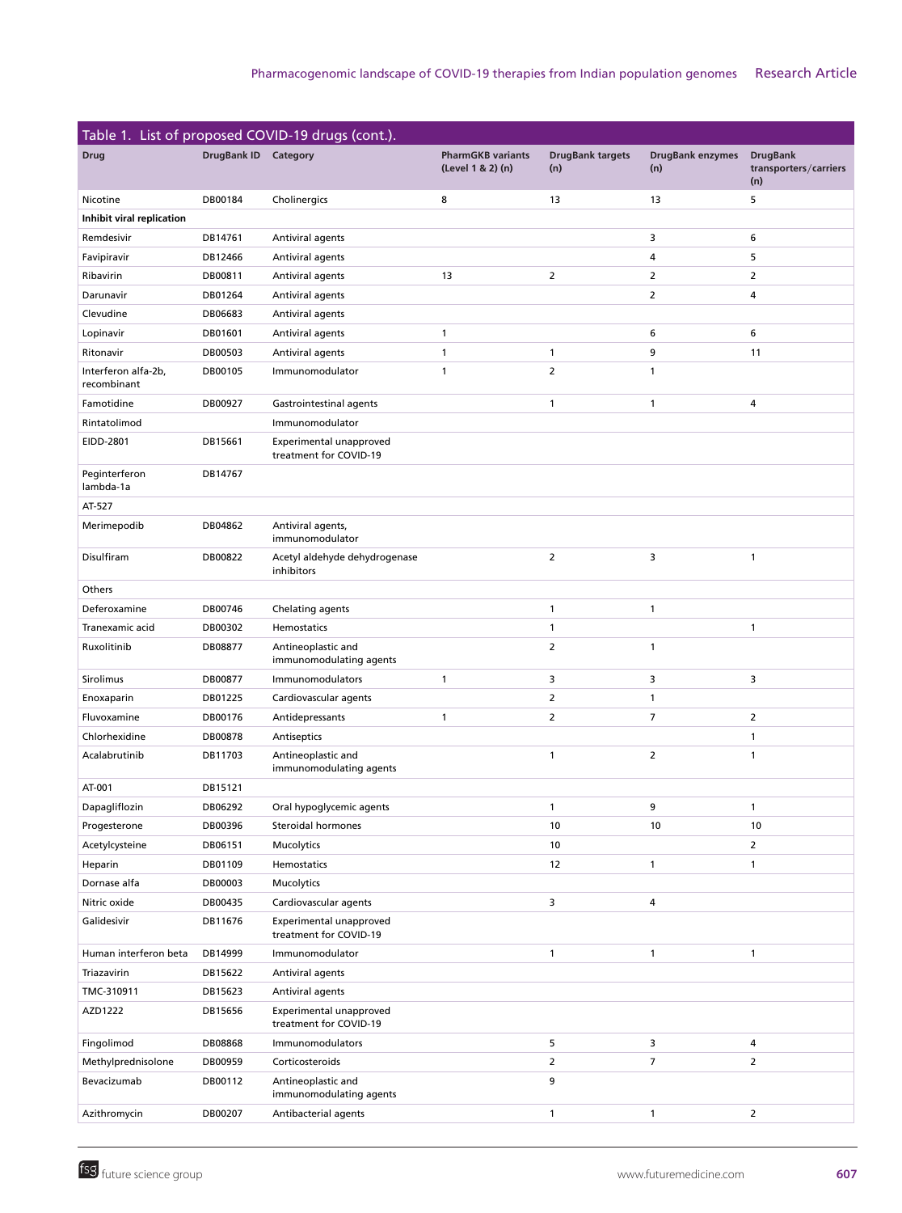Table 1. List of proposed COVID-19 drugs (cont.).

| Drug | DrugBank ID | Category | PharmGKB variants (Level 1 & 2) (n) | DrugBank targets (n) | DrugBank enzymes (n) | DrugBank transporters/carriers (n) |
|---|---|---|---|---|---|---|
| Nicotine | DB00184 | Cholinergics | 8 | 13 | 13 | 5 |
| **Inhibit viral replication** | | | | | | |
| Remdesivir | DB14761 | Antiviral agents | | | 3 | 6 |
| Favipiravir | DB12466 | Antiviral agents | | | 4 | 5 |
| Ribavirin | DB00811 | Antiviral agents | 13 | 2 | 2 | 2 |
| Darunavir | DB01264 | Antiviral agents | | | 2 | 4 |
| Clevudine | DB06683 | Antiviral agents | | | | |
| Lopinavir | DB01601 | Antiviral agents | 1 | | 6 | 6 |
| Ritonavir | DB00503 | Antiviral agents | 1 | 1 | 9 | 11 |
| Interferon alfa-2b, recombinant | DB00105 | Immunomodulator | 1 | 2 | 1 | |
| Famotidine | DB00927 | Gastrointestinal agents | | 1 | 1 | 4 |
| Rintatolimod | | Immunomodulator | | | | |
| EIDD-2801 | DB15661 | Experimental unapproved treatment for COVID-19 | | | | |
| Peginterferon lambda-1a | DB14767 | | | | | |
| AT-527 | | | | | | |
| Merimepodib | DB04862 | Antiviral agents, immunomodulator | | | | |
| Disulfiram | DB00822 | Acetyl aldehyde dehydrogenase inhibitors | | 2 | 3 | 1 |
| Others | | | | | | |
| Deferoxamine | DB00746 | Chelating agents | | 1 | 1 | |
| Tranexamic acid | DB00302 | Hemostatics | | 1 | | 1 |
| Ruxolitinib | DB08877 | Antineoplastic and immunomodulating agents | | 2 | 1 | |
| Sirolimus | DB00877 | Immunomodulators | 1 | 3 | 3 | 3 |
| Enoxaparin | DB01225 | Cardiovascular agents | | 2 | 1 | |
| Fluvoxamine | DB00176 | Antidepressants | 1 | 2 | 7 | 2 |
| Chlorhexidine | DB00878 | Antiseptics | | | | 1 |
| Acalabrutinib | DB11703 | Antineoplastic and immunomodulating agents | | 1 | 2 | 1 |
| AT-001 | DB15121 | | | | | |
| Dapagliflozin | DB06292 | Oral hypoglycemic agents | | 1 | 9 | 1 |
| Progesterone | DB00396 | Steroidal hormones | | 10 | 10 | 10 |
| Acetylcysteine | DB06151 | Mucolytics | | 10 | | 2 |
| Heparin | DB01109 | Hemostatics | | 12 | 1 | 1 |
| Dornase alfa | DB00003 | Mucolytics | | | | |
| Nitric oxide | DB00435 | Cardiovascular agents | | 3 | 4 | |
| Galidesivir | DB11676 | Experimental unapproved treatment for COVID-19 | | | | |
| Human interferon beta | DB14999 | Immunomodulator | | 1 | 1 | 1 |
| Triazavirin | DB15622 | Antiviral agents | | | | |
| TMC-310911 | DB15623 | Antiviral agents | | | | |
| AZD1222 | DB15656 | Experimental unapproved treatment for COVID-19 | | | | |
| Fingolimod | DB08868 | Immunomodulators | | 5 | 3 | 4 |
| Methylprednisolone | DB00959 | Corticosteroids | | 2 | 7 | 2 |
| Bevacizumab | DB00112 | Antineoplastic and immunomodulating agents | | 9 | | |
| Azithromycin | DB00207 | Antibacterial agents | | 1 | 1 | 2 |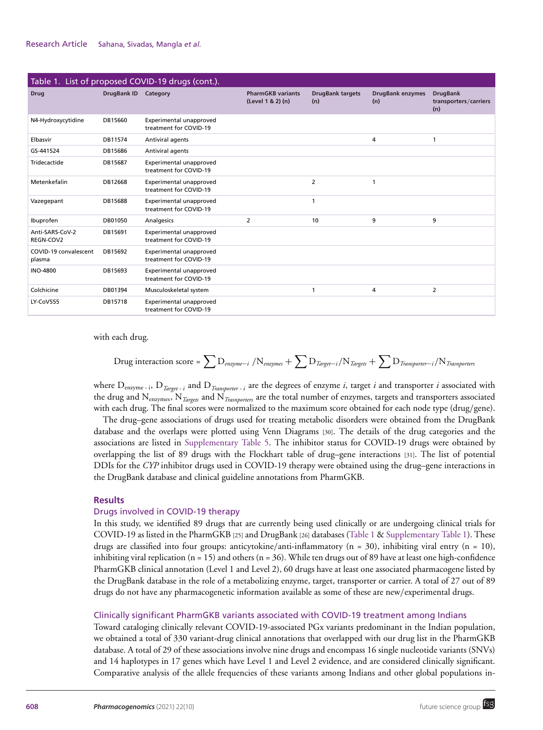Table 1. List of proposed COVID-19 drugs (cont.).

| Drug | DrugBank ID | Category | PharmGKB variants (Level 1 & 2) (n) | DrugBank targets (n) | DrugBank enzymes (n) | DrugBank transporters/carriers (n) |
|---|---|---|---|---|---|---|
| N4-Hydroxycytidine | DB15660 | Experimental unapproved treatment for COVID-19 | | | | |
| Elbasvir | DB11574 | Antiviral agents | | | 4 | 1 |
| GS-441524 | DB15686 | Antiviral agents | | | | |
| Tridecactide | DB15687 | Experimental unapproved treatment for COVID-19 | | | | |
| Metenkefalin | DB12668 | Experimental unapproved treatment for COVID-19 | | 2 | 1 | |
| Vazegepant | DB15688 | Experimental unapproved treatment for COVID-19 | | 1 | | |
| Ibuprofen | DB01050 | Analgesics | 2 | 10 | 9 | 9 |
| Anti-SARS-CoV-2 REGN-COV2 | DB15691 | Experimental unapproved treatment for COVID-19 | | | | |
| COVID-19 convalescent plasma | DB15692 | Experimental unapproved treatment for COVID-19 | | | | |
| INO-4800 | DB15693 | Experimental unapproved treatment for COVID-19 | | | | |
| Colchicine | DB01394 | Musculoskeletal system | | 1 | 4 | 2 |
| LY-CoV555 | DB15718 | Experimental unapproved treatment for COVID-19 | | | | |

with each drug.

$$\text{Drug interaction score} = \sum D_{enzyme-i} / N_{enzymes} + \sum D_{Target-i} / N_{Targets} + \sum D_{Transporter-i} / N_{Trasnporters}$$

where $D_{\text{enzyme - i}}$, $D_{Target - i}$ and $D_{Transporter - i}$ are the degrees of enzyme *i*, target *i* and transporter *i* associated with the drug and $N_{\text{enzymes}}$, $N_{Targets}$ and $N_{Trasnporters}$ are the total number of enzymes, targets and transporters associated with each drug. The final scores were normalized to the maximum score obtained for each node type (drug/gene).

The drug–gene associations of drugs used for treating metabolic disorders were obtained from the DrugBank database and the overlaps were plotted using Venn Diagrams [30]. The details of the drug categories and the associations are listed in Supplementary Table 5. The inhibitor status for COVID-19 drugs were obtained by overlapping the list of 89 drugs with the Flockhart table of drug–gene interactions [31]. The list of potential DDIs for the *CYP* inhibitor drugs used in COVID-19 therapy were obtained using the drug–gene interactions in the DrugBank database and clinical guideline annotations from PharmGKB.

## Results

### Drugs involved in COVID-19 therapy

In this study, we identified 89 drugs that are currently being used clinically or are undergoing clinical trials for COVID-19 as listed in the PharmGKB [25] and DrugBank [26] databases (Table 1 & Supplementary Table 1). These drugs are classified into four groups: anticytokine/anti-inflammatory (n = 30), inhibiting viral entry (n = 10), inhibiting viral replication (n = 15) and others (n = 36). While ten drugs out of 89 have at least one high-confidence PharmGKB clinical annotation (Level 1 and Level 2), 60 drugs have at least one associated pharmacogene listed by the DrugBank database in the role of a metabolizing enzyme, target, transporter or carrier. A total of 27 out of 89 drugs do not have any pharmacogenetic information available as some of these are new/experimental drugs.

### Clinically significant PharmGKB variants associated with COVID-19 treatment among Indians

Toward cataloging clinically relevant COVID-19-associated PGx variants predominant in the Indian population, we obtained a total of 330 variant-drug clinical annotations that overlapped with our drug list in the PharmGKB database. A total of 29 of these associations involve nine drugs and encompass 16 single nucleotide variants (SNVs) and 14 haplotypes in 17 genes which have Level 1 and Level 2 evidence, and are considered clinically significant. Comparative analysis of the allele frequencies of these variants among Indians and other global populations in-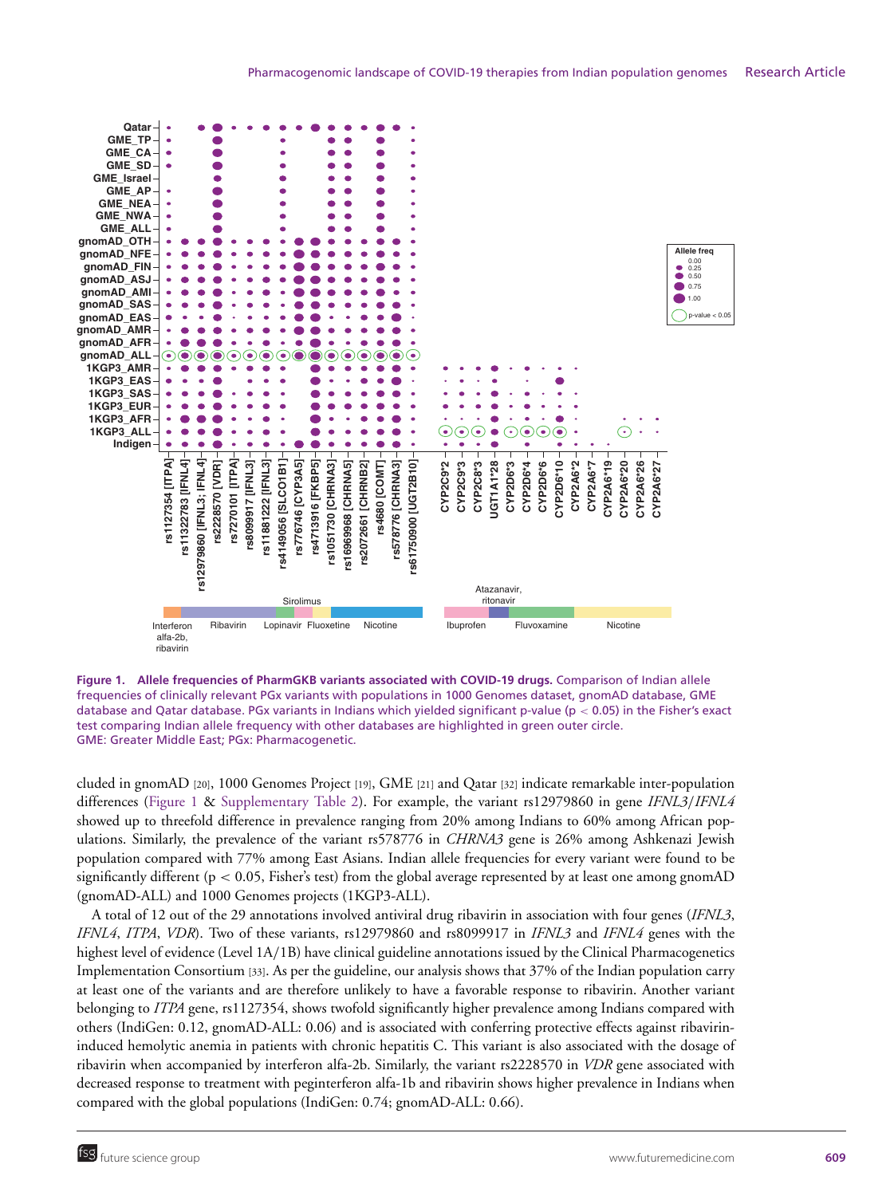**Figure 1. Allele frequencies of PharmGKB variants associated with COVID-19 drugs.** Comparison of Indian allele frequencies of clinically relevant PGx variants with populations in 1000 Genomes dataset, gnomAD database, GME database and Qatar database. PGx variants in Indians which yielded significant p-value ($p < 0.05$) in the Fisher's exact test comparing Indian allele frequency with other databases are highlighted in green outer circle.
GME: Greater Middle East; PGx: Pharmacogenetic.

cluded in gnomAD [20], 1000 Genomes Project [19], GME [21] and Qatar [32] indicate remarkable inter-population differences (Figure 1 & Supplementary Table 2). For example, the variant rs12979860 in gene *IFNL3*/*IFNL4* showed up to threefold difference in prevalence ranging from 20% among Indians to 60% among African populations. Similarly, the prevalence of the variant rs578776 in *CHRNA3* gene is 26% among Ashkenazi Jewish population compared with 77% among East Asians. Indian allele frequencies for every variant were found to be significantly different ($p < 0.05$, Fisher's test) from the global average represented by at least one among gnomAD (gnomAD-ALL) and 1000 Genomes projects (1KGP3-ALL).

A total of 12 out of the 29 annotations involved antiviral drug ribavirin in association with four genes (*IFNL3*, *IFNL4*, *ITPA*, *VDR*). Two of these variants, rs12979860 and rs8099917 in *IFNL3* and *IFNL4* genes with the highest level of evidence (Level 1A/1B) have clinical guideline annotations issued by the Clinical Pharmacogenetics Implementation Consortium [33]. As per the guideline, our analysis shows that 37% of the Indian population carry at least one of the variants and are therefore unlikely to have a favorable response to ribavirin. Another variant belonging to *ITPA* gene, rs1127354, shows twofold significantly higher prevalence among Indians compared with others (IndiGen: 0.12, gnomAD-ALL: 0.06) and is associated with conferring protective effects against ribavirin-induced hemolytic anemia in patients with chronic hepatitis C. This variant is also associated with the dosage of ribavirin when accompanied by interferon alfa-2b. Similarly, the variant rs2228570 in *VDR* gene associated with decreased response to treatment with peginterferon alfa-1b and ribavirin shows higher prevalence in Indians when compared with the global populations (IndiGen: 0.74; gnomAD-ALL: 0.66).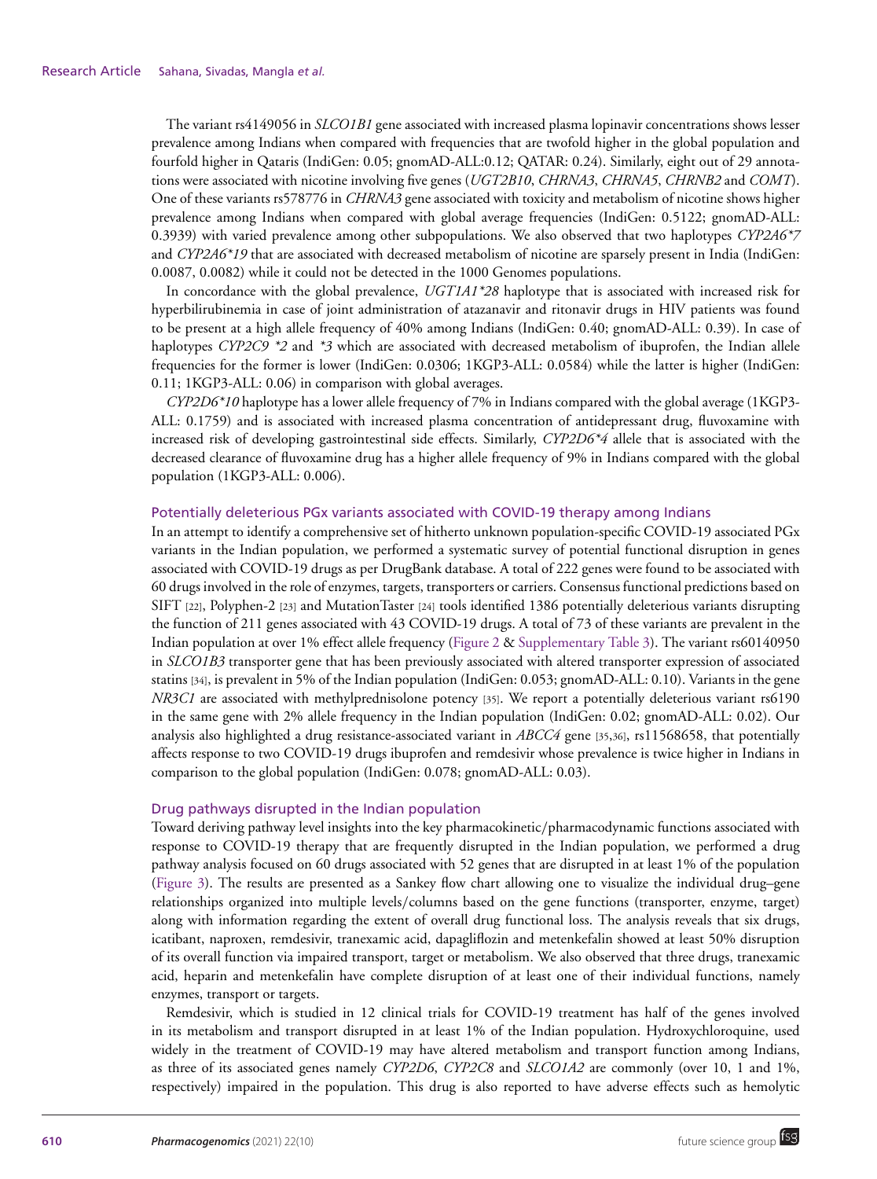The variant rs4149056 in *SLCO1B1* gene associated with increased plasma lopinavir concentrations shows lesser prevalence among Indians when compared with frequencies that are twofold higher in the global population and fourfold higher in Qataris (IndiGen: 0.05; gnomAD-ALL:0.12; QATAR: 0.24). Similarly, eight out of 29 annotations were associated with nicotine involving five genes (*UGT2B10*, *CHRNA3*, *CHRNA5*, *CHRNB2* and *COMT*). One of these variants rs578776 in *CHRNA3* gene associated with toxicity and metabolism of nicotine shows higher prevalence among Indians when compared with global average frequencies (IndiGen: 0.5122; gnomAD-ALL: 0.3939) with varied prevalence among other subpopulations. We also observed that two haplotypes *CYP2A6*7* and *CYP2A6*19* that are associated with decreased metabolism of nicotine are sparsely present in India (IndiGen: 0.0087, 0.0082) while it could not be detected in the 1000 Genomes populations.

In concordance with the global prevalence, *UGT1A1*28* haplotype that is associated with increased risk for hyperbilirubinemia in case of joint administration of atazanavir and ritonavir drugs in HIV patients was found to be present at a high allele frequency of 40% among Indians (IndiGen: 0.40; gnomAD-ALL: 0.39). In case of haplotypes *CYP2C9 *2* and **3* which are associated with decreased metabolism of ibuprofen, the Indian allele frequencies for the former is lower (IndiGen: 0.0306; 1KGP3-ALL: 0.0584) while the latter is higher (IndiGen: 0.11; 1KGP3-ALL: 0.06) in comparison with global averages.

*CYP2D6*10* haplotype has a lower allele frequency of 7% in Indians compared with the global average (1KGP3-ALL: 0.1759) and is associated with increased plasma concentration of antidepressant drug, fluvoxamine with increased risk of developing gastrointestinal side effects. Similarly, *CYP2D6*4* allele that is associated with the decreased clearance of fluvoxamine drug has a higher allele frequency of 9% in Indians compared with the global population (1KGP3-ALL: 0.006).

## Potentially deleterious PGx variants associated with COVID-19 therapy among Indians

In an attempt to identify a comprehensive set of hitherto unknown population-specific COVID-19 associated PGx variants in the Indian population, we performed a systematic survey of potential functional disruption in genes associated with COVID-19 drugs as per DrugBank database. A total of 222 genes were found to be associated with 60 drugs involved in the role of enzymes, targets, transporters or carriers. Consensus functional predictions based on SIFT [22], Polyphen-2 [23] and MutationTaster [24] tools identified 1386 potentially deleterious variants disrupting the function of 211 genes associated with 43 COVID-19 drugs. A total of 73 of these variants are prevalent in the Indian population at over 1% effect allele frequency (Figure 2 & Supplementary Table 3). The variant rs60140950 in *SLCO1B3* transporter gene that has been previously associated with altered transporter expression of associated statins [34], is prevalent in 5% of the Indian population (IndiGen: 0.053; gnomAD-ALL: 0.10). Variants in the gene *NR3C1* are associated with methylprednisolone potency [35]. We report a potentially deleterious variant rs6190 in the same gene with 2% allele frequency in the Indian population (IndiGen: 0.02; gnomAD-ALL: 0.02). Our analysis also highlighted a drug resistance-associated variant in *ABCC4* gene [35,36], rs11568658, that potentially affects response to two COVID-19 drugs ibuprofen and remdesivir whose prevalence is twice higher in Indians in comparison to the global population (IndiGen: 0.078; gnomAD-ALL: 0.03).

## Drug pathways disrupted in the Indian population

Toward deriving pathway level insights into the key pharmacokinetic/pharmacodynamic functions associated with response to COVID-19 therapy that are frequently disrupted in the Indian population, we performed a drug pathway analysis focused on 60 drugs associated with 52 genes that are disrupted in at least 1% of the population (Figure 3). The results are presented as a Sankey flow chart allowing one to visualize the individual drug–gene relationships organized into multiple levels/columns based on the gene functions (transporter, enzyme, target) along with information regarding the extent of overall drug functional loss. The analysis reveals that six drugs, icatibant, naproxen, remdesivir, tranexamic acid, dapagliflozin and metenkefalin showed at least 50% disruption of its overall function via impaired transport, target or metabolism. We also observed that three drugs, tranexamic acid, heparin and metenkefalin have complete disruption of at least one of their individual functions, namely enzymes, transport or targets.

Remdesivir, which is studied in 12 clinical trials for COVID-19 treatment has half of the genes involved in its metabolism and transport disrupted in at least 1% of the Indian population. Hydroxychloroquine, used widely in the treatment of COVID-19 may have altered metabolism and transport function among Indians, as three of its associated genes namely *CYP2D6*, *CYP2C8* and *SLCO1A2* are commonly (over 10, 1 and 1%, respectively) impaired in the population. This drug is also reported to have adverse effects such as hemolytic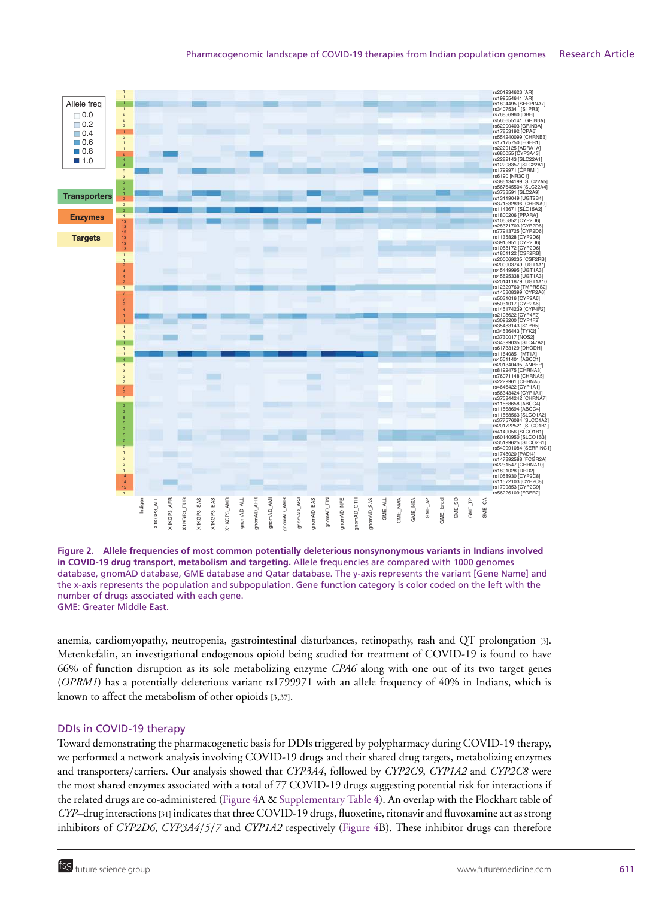**Figure 2. Allele frequencies of most common potentially deleterious nonsynonymous variants in Indians involved in COVID-19 drug transport, metabolism and targeting.** Allele frequencies are compared with 1000 genomes database, gnomAD database, GME database and Qatar database. The y-axis represents the variant [Gene Name] and the x-axis represents the population and subpopulation. Gene function category is color coded on the left with the number of drugs associated with each gene.
GME: Greater Middle East.

anemia, cardiomyopathy, neutropenia, gastrointestinal disturbances, retinopathy, rash and QT prolongation [3]. Metenkefalin, an investigational endogenous opioid being studied for treatment of COVID-19 is found to have 66% of function disruption as its sole metabolizing enzyme *CPA6* along with one out of its two target genes (*OPRM1*) has a potentially deleterious variant rs1799971 with an allele frequency of 40% in Indians, which is known to affect the metabolism of other opioids [3,37].

## DDIs in COVID-19 therapy

Toward demonstrating the pharmacogenetic basis for DDIs triggered by polypharmacy during COVID-19 therapy, we performed a network analysis involving COVID-19 drugs and their shared drug targets, metabolizing enzymes and transporters/carriers. Our analysis showed that *CYP3A4*, followed by *CYP2C9*, *CYP1A2* and *CYP2C8* were the most shared enzymes associated with a total of 77 COVID-19 drugs suggesting potential risk for interactions if the related drugs are co-administered (Figure 4A & Supplementary Table 4). An overlap with the Flockhart table of *CYP*–drug interactions [31] indicates that three COVID-19 drugs, fluoxetine, ritonavir and fluvoxamine act as strong inhibitors of *CYP2D6*, *CYP3A4/5/7* and *CYP1A2* respectively (Figure 4B). These inhibitor drugs can therefore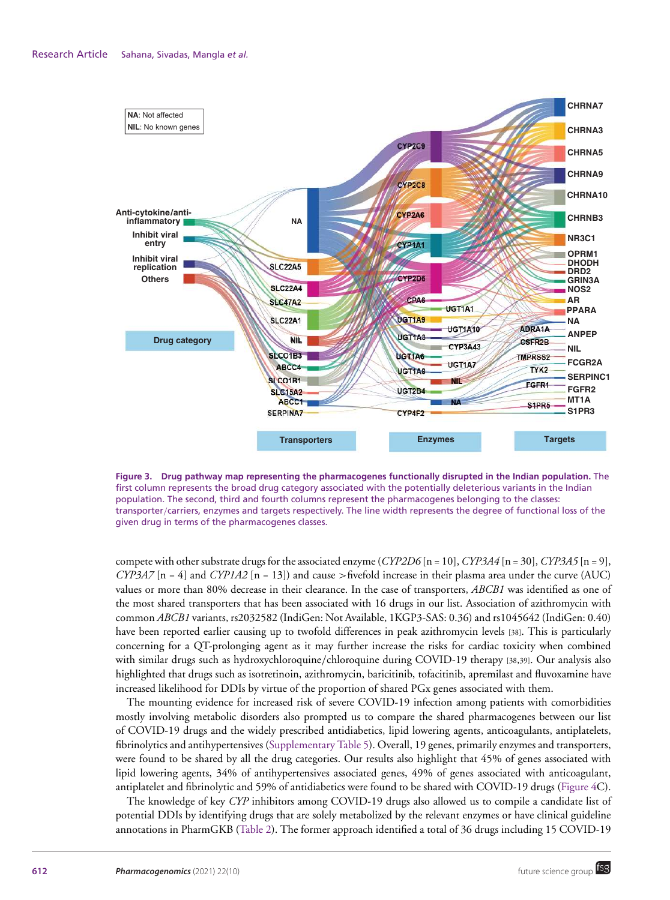**Figure 3. Drug pathway map representing the pharmacogenes functionally disrupted in the Indian population.** The first column represents the broad drug category associated with the potentially deleterious variants in the Indian population. The second, third and fourth columns represent the pharmacogenes belonging to the classes: transporter/carriers, enzymes and targets respectively. The line width represents the degree of functional loss of the given drug in terms of the pharmacogenes classes.

compete with other substrate drugs for the associated enzyme (*CYP2D6* [n = 10], *CYP3A4* [n = 30], *CYP3A5* [n = 9], *CYP3A7* [n = 4] and *CYP1A2* [n = 13]) and cause >fivefold increase in their plasma area under the curve (AUC) values or more than 80% decrease in their clearance. In the case of transporters, *ABCB1* was identified as one of the most shared transporters that has been associated with 16 drugs in our list. Association of azithromycin with common *ABCB1* variants, rs2032582 (IndiGen: Not Available, 1KGP3-SAS: 0.36) and rs1045642 (IndiGen: 0.40) have been reported earlier causing up to twofold differences in peak azithromycin levels [38]. This is particularly concerning for a QT-prolonging agent as it may further increase the risks for cardiac toxicity when combined with similar drugs such as hydroxychloroquine/chloroquine during COVID-19 therapy [38,39]. Our analysis also highlighted that drugs such as isotretinoin, azithromycin, baricitinib, tofacitinib, apremilast and fluvoxamine have increased likelihood for DDIs by virtue of the proportion of shared PGx genes associated with them.

The mounting evidence for increased risk of severe COVID-19 infection among patients with comorbidities mostly involving metabolic disorders also prompted us to compare the shared pharmacogenes between our list of COVID-19 drugs and the widely prescribed antidiabetics, lipid lowering agents, anticoagulants, antiplatelets, fibrinolytics and antihypertensives (Supplementary Table 5). Overall, 19 genes, primarily enzymes and transporters, were found to be shared by all the drug categories. Our results also highlight that 45% of genes associated with lipid lowering agents, 34% of antihypertensives associated genes, 49% of genes associated with anticoagulant, antiplatelet and fibrinolytic and 59% of antidiabetics were found to be shared with COVID-19 drugs (Figure 4C).

The knowledge of key *CYP* inhibitors among COVID-19 drugs also allowed us to compile a candidate list of potential DDIs by identifying drugs that are solely metabolized by the relevant enzymes or have clinical guideline annotations in PharmGKB (Table 2). The former approach identified a total of 36 drugs including 15 COVID-19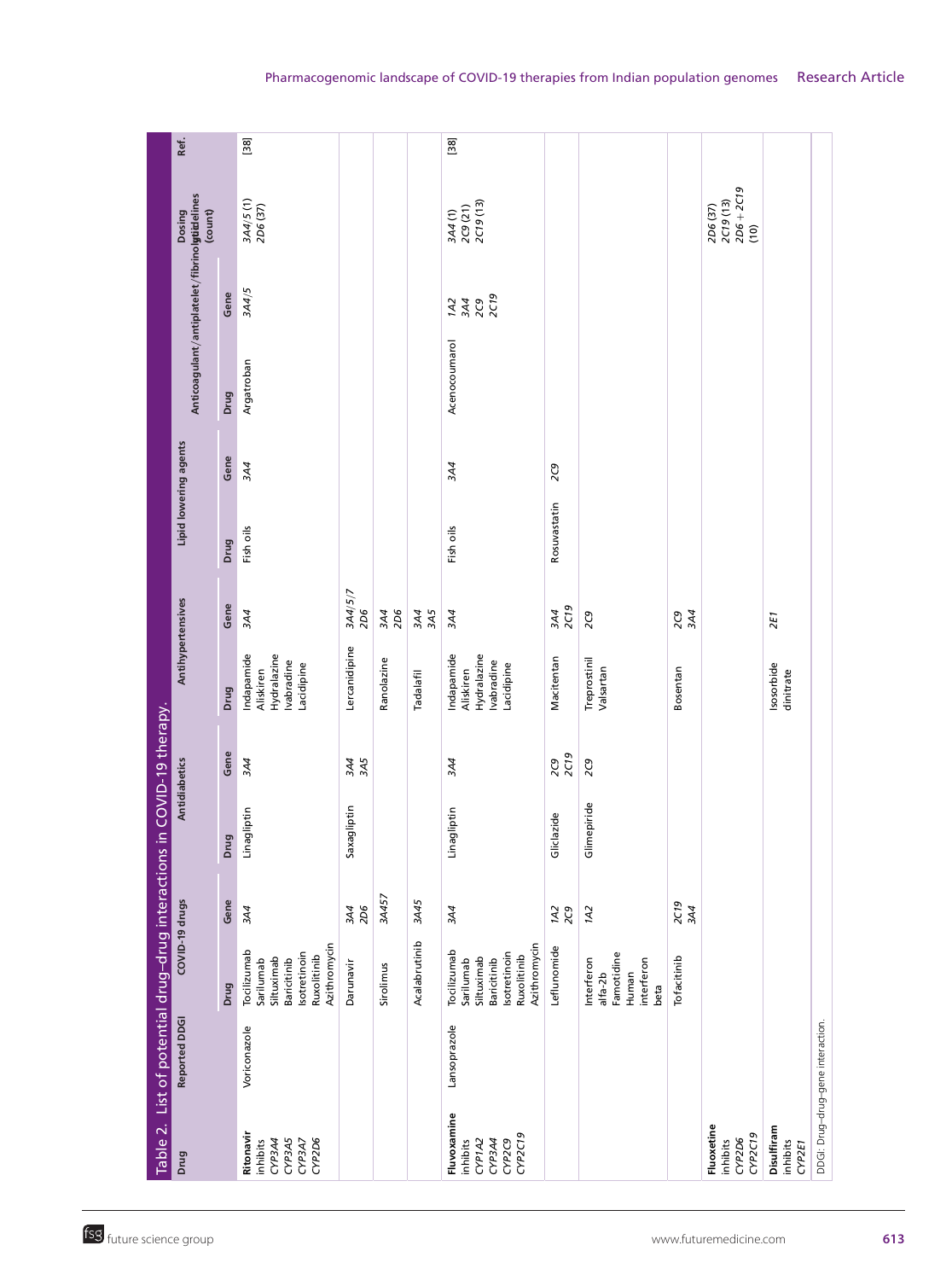Table 2. List of potential drug–drug interactions in COVID-19 therapy.

| Drug | Reported DDGI | COVID-19 drugs | | Antidiabetics | | Antihypertensives | | Lipid lowering agents | | Anticoagulant/antiplatelet/fibrinolytic | | Dosing guidelines (count) | Ref. |
|---|---|---|---|---|---|---|---|---|---|---|---|---|---|
| | | Drug | Gene | Drug | Gene | Drug | Gene | Drug | Gene | Drug | Gene | | |
| **Ritonavir** inhibits CYP3A4 CYP3A5 CYP3A7 CYP2D6 | Voriconazole | Tocilizumab Sarilumab Siltuximab Baricitinib Isotretinoin Ruxolitinib Azithromycin | 3A4 | Linagliptin | 3A4 | Indapamide Aliskiren Hydralazine Ivabradine Lacidipine | 3A4 | Fish oils | 3A4 | Argatroban | 3A4/5 | 3A4/5 (1) 2D6 (37) | [38] |
| | | Darunavir | 3A4 2D6 | Saxagliptin | 3A4 3A5 | Lercanidipine | 3A4/5/7 2D6 | | | | | | |
| | | Sirolimus | 3A457 | | | Ranolazine | 3A4 2D6 | | | | | | |
| | | Acalabrutinib | 3A45 | | | Tadalafil | 3A4 3A5 | | | | | | |
| **Fluvoxamine** inhibits CYP1A2 CYP3A4 CYP2C9 CYP2C19 | Lansoprazole | Tocilizumab Sarilumab Siltuximab Baricitinib Isotretinoin Ruxolitinib Azithromycin | 3A4 | Linagliptin | 3A4 | Indapamide Aliskiren Hydralazine Ivabradine Lacidipine | 3A4 | Fish oils | 3A4 | Acenocoumarol | 1A2 3A4 2C9 2C19 | 3A4 (1) 2C9 (21) 2C19 (13) | [38] |
| | | Leflunomide | 1A2 2C9 | Gliclazide | 2C9 2C19 | Macitentan | 3A4 2C19 | Rosuvastatin | 2C9 | | | | |
| | | Interferon alfa-2b Famotidine Human interferon beta | 1A2 | Glimepiride | 2C9 | Treprostinil Valsartan | 2C9 | | | | | | |
| | | Tofacitinib | 2C19 3A4 | | | Bosentan | 2C9 3A4 | | | | | | |
| **Fluoxetine** inhibits CYP2D6 CYP2C19 | | | | | | | | | | | | 2D6 (37) 2C19 (13) 2D6 + 2C19 (10) | |
| **Disulfiram** inhibits CYP2E1 | | | | | | Isosorbide dinitrate | 2E1 | | | | | | |

DDGI: Drug–drug–gene interaction.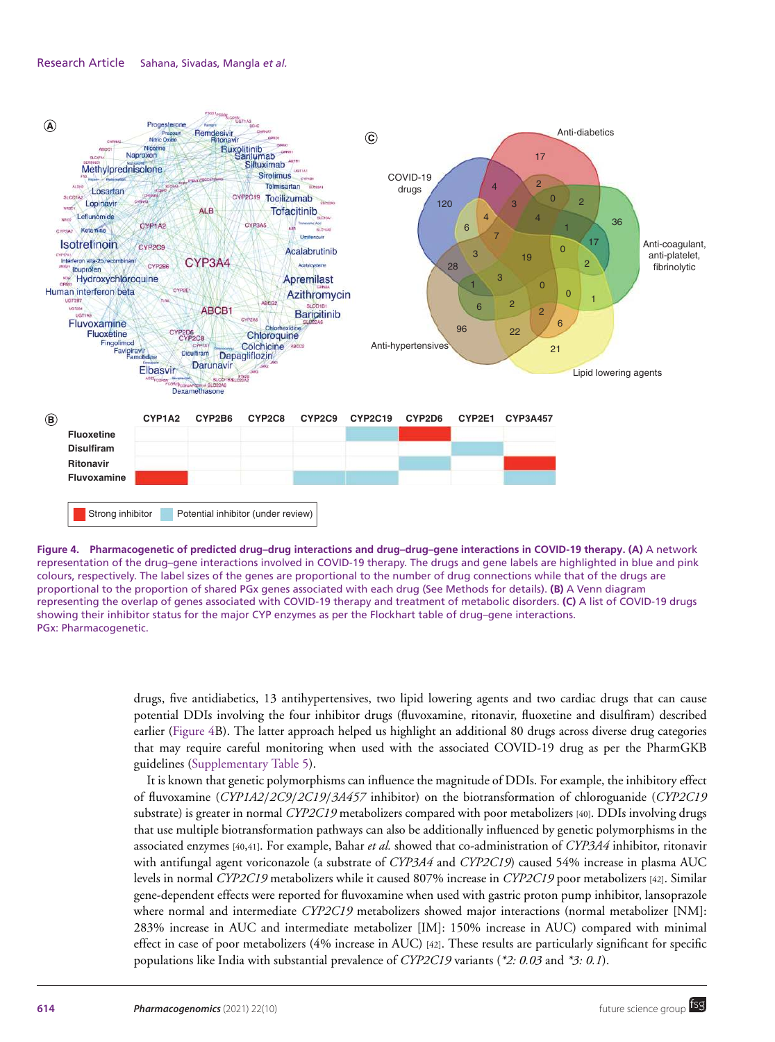**Figure 4. Pharmacogenetic of predicted drug–drug interactions and drug–drug–gene interactions in COVID-19 therapy. (A)** A network representation of the drug–gene interactions involved in COVID-19 therapy. The drugs and gene labels are highlighted in blue and pink colours, respectively. The label sizes of the genes are proportional to the number of drug connections while that of the drugs are proportional to the proportion of shared PGx genes associated with each drug (See Methods for details). **(B)** A Venn diagram representing the overlap of genes associated with COVID-19 therapy and treatment of metabolic disorders. **(C)** A list of COVID-19 drugs showing their inhibitor status for the major CYP enzymes as per the Flockhart table of drug–gene interactions.
PGx: Pharmacogenetic.

drugs, five antidiabetics, 13 antihypertensives, two lipid lowering agents and two cardiac drugs that can cause potential DDIs involving the four inhibitor drugs (fluvoxamine, ritonavir, fluoxetine and disulfiram) described earlier (Figure 4B). The latter approach helped us highlight an additional 80 drugs across diverse drug categories that may require careful monitoring when used with the associated COVID-19 drug as per the PharmGKB guidelines (Supplementary Table 5).

It is known that genetic polymorphisms can influence the magnitude of DDIs. For example, the inhibitory effect of fluvoxamine (*CYP1A2/2C9/2C19/3A457* inhibitor) on the biotransformation of chloroguanide (*CYP2C19* substrate) is greater in normal *CYP2C19* metabolizers compared with poor metabolizers [40]. DDIs involving drugs that use multiple biotransformation pathways can also be additionally influenced by genetic polymorphisms in the associated enzymes [40,41]. For example, Bahar *et al.* showed that co-administration of *CYP3A4* inhibitor, ritonavir with antifungal agent voriconazole (a substrate of *CYP3A4* and *CYP2C19*) caused 54% increase in plasma AUC levels in normal *CYP2C19* metabolizers while it caused 807% increase in *CYP2C19* poor metabolizers [42]. Similar gene-dependent effects were reported for fluvoxamine when used with gastric proton pump inhibitor, lansoprazole where normal and intermediate *CYP2C19* metabolizers showed major interactions (normal metabolizer [NM]: 283% increase in AUC and intermediate metabolizer [IM]: 150% increase in AUC) compared with minimal effect in case of poor metabolizers (4% increase in AUC) [42]. These results are particularly significant for specific populations like India with substantial prevalence of *CYP2C19* variants (*\*2: 0.03* and *\*3: 0.1*).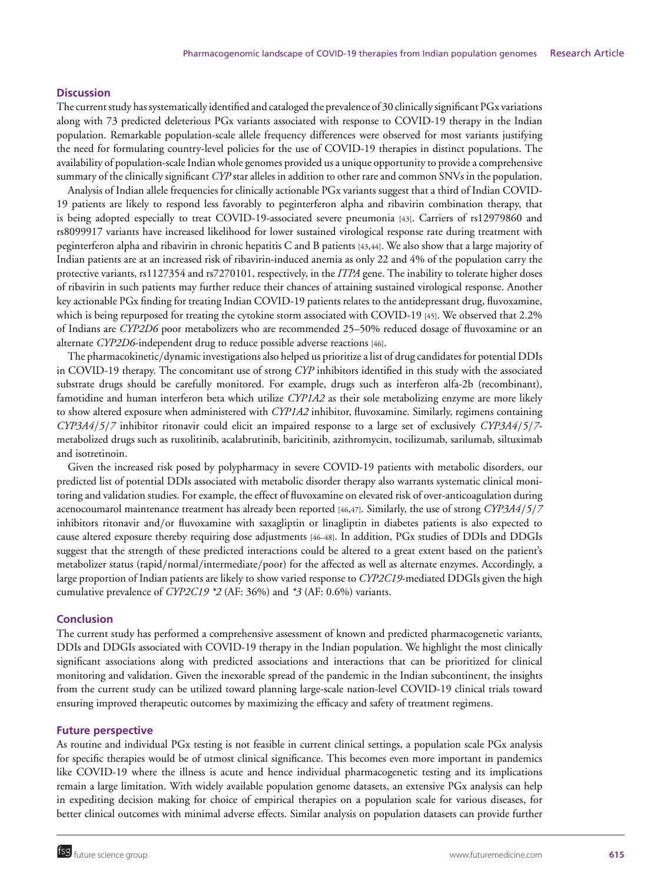## Discussion

The current study has systematically identified and cataloged the prevalence of 30 clinically significant PGx variations along with 73 predicted deleterious PGx variants associated with response to COVID-19 therapy in the Indian population. Remarkable population-scale allele frequency differences were observed for most variants justifying the need for formulating country-level policies for the use of COVID-19 therapies in distinct populations. The availability of population-scale Indian whole genomes provided us a unique opportunity to provide a comprehensive summary of the clinically significant *CYP* star alleles in addition to other rare and common SNVs in the population.

Analysis of Indian allele frequencies for clinically actionable PGx variants suggest that a third of Indian COVID-19 patients are likely to respond less favorably to peginterferon alpha and ribavirin combination therapy, that is being adopted especially to treat COVID-19-associated severe pneumonia [43]. Carriers of rs12979860 and rs8099917 variants have increased likelihood for lower sustained virological response rate during treatment with peginterferon alpha and ribavirin in chronic hepatitis C and B patients [43,44]. We also show that a large majority of Indian patients are at an increased risk of ribavirin-induced anemia as only 22 and 4% of the population carry the protective variants, rs1127354 and rs7270101, respectively, in the *ITPA* gene. The inability to tolerate higher doses of ribavirin in such patients may further reduce their chances of attaining sustained virological response. Another key actionable PGx finding for treating Indian COVID-19 patients relates to the antidepressant drug, fluvoxamine, which is being repurposed for treating the cytokine storm associated with COVID-19 [45]. We observed that 2.2% of Indians are *CYP2D6* poor metabolizers who are recommended 25–50% reduced dosage of fluvoxamine or an alternate *CYP2D6*-independent drug to reduce possible adverse reactions [46].

The pharmacokinetic/dynamic investigations also helped us prioritize a list of drug candidates for potential DDIs in COVID-19 therapy. The concomitant use of strong *CYP* inhibitors identified in this study with the associated substrate drugs should be carefully monitored. For example, drugs such as interferon alfa-2b (recombinant), famotidine and human interferon beta which utilize *CYP1A2* as their sole metabolizing enzyme are more likely to show altered exposure when administered with *CYP1A2* inhibitor, fluvoxamine. Similarly, regimens containing *CYP3A4/5/7* inhibitor ritonavir could elicit an impaired response to a large set of exclusively *CYP3A4/5/7*-metabolized drugs such as ruxolitinib, acalabrutinib, baricitinib, azithromycin, tocilizumab, sarilumab, siltuximab and isotretinoin.

Given the increased risk posed by polypharmacy in severe COVID-19 patients with metabolic disorders, our predicted list of potential DDIs associated with metabolic disorder therapy also warrants systematic clinical monitoring and validation studies. For example, the effect of fluvoxamine on elevated risk of over-anticoagulation during acenocoumarol maintenance treatment has already been reported [46,47]. Similarly, the use of strong *CYP3A4/5/7* inhibitors ritonavir and/or fluvoxamine with saxagliptin or linagliptin in diabetes patients is also expected to cause altered exposure thereby requiring dose adjustments [46–48]. In addition, PGx studies of DDIs and DDGIs suggest that the strength of these predicted interactions could be altered to a great extent based on the patient's metabolizer status (rapid/normal/intermediate/poor) for the affected as well as alternate enzymes. Accordingly, a large proportion of Indian patients are likely to show varied response to *CYP2C19*-mediated DDGIs given the high cumulative prevalence of *CYP2C19 *2* (AF: 36%) and *\*3* (AF: 0.6%) variants.

## Conclusion

The current study has performed a comprehensive assessment of known and predicted pharmacogenetic variants, DDIs and DDGIs associated with COVID-19 therapy in the Indian population. We highlight the most clinically significant associations along with predicted associations and interactions that can be prioritized for clinical monitoring and validation. Given the inexorable spread of the pandemic in the Indian subcontinent, the insights from the current study can be utilized toward planning large-scale nation-level COVID-19 clinical trials toward ensuring improved therapeutic outcomes by maximizing the efficacy and safety of treatment regimens.

## Future perspective

As routine and individual PGx testing is not feasible in current clinical settings, a population scale PGx analysis for specific therapies would be of utmost clinical significance. This becomes even more important in pandemics like COVID-19 where the illness is acute and hence individual pharmacogenetic testing and its implications remain a large limitation. With widely available population genome datasets, an extensive PGx analysis can help in expediting decision making for choice of empirical therapies on a population scale for various diseases, for better clinical outcomes with minimal adverse effects. Similar analysis on population datasets can provide further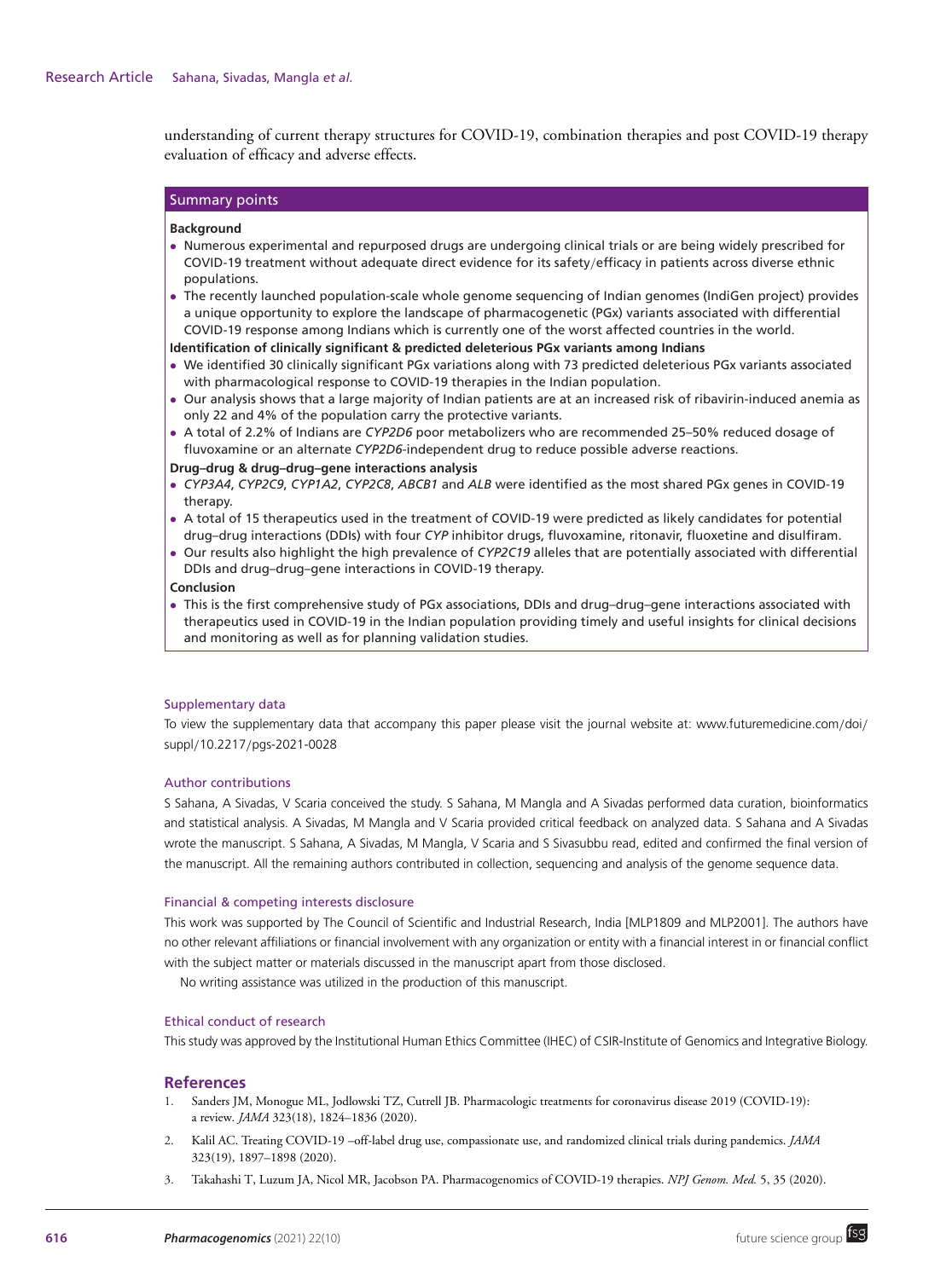understanding of current therapy structures for COVID-19, combination therapies and post COVID-19 therapy evaluation of efficacy and adverse effects.

## Summary points

**Background**

- Numerous experimental and repurposed drugs are undergoing clinical trials or are being widely prescribed for COVID-19 treatment without adequate direct evidence for its safety/efficacy in patients across diverse ethnic populations.
- The recently launched population-scale whole genome sequencing of Indian genomes (IndiGen project) provides a unique opportunity to explore the landscape of pharmacogenetic (PGx) variants associated with differential COVID-19 response among Indians which is currently one of the worst affected countries in the world.

**Identification of clinically significant & predicted deleterious PGx variants among Indians**

- We identified 30 clinically significant PGx variations along with 73 predicted deleterious PGx variants associated with pharmacological response to COVID-19 therapies in the Indian population.
- Our analysis shows that a large majority of Indian patients are at an increased risk of ribavirin-induced anemia as only 22 and 4% of the population carry the protective variants.
- A total of 2.2% of Indians are *CYP2D6* poor metabolizers who are recommended 25–50% reduced dosage of fluvoxamine or an alternate *CYP2D6*-independent drug to reduce possible adverse reactions.

**Drug–drug & drug–drug–gene interactions analysis**

- *CYP3A4*, *CYP2C9*, *CYP1A2*, *CYP2C8*, *ABCB1* and *ALB* were identified as the most shared PGx genes in COVID-19 therapy.
- A total of 15 therapeutics used in the treatment of COVID-19 were predicted as likely candidates for potential drug–drug interactions (DDIs) with four *CYP* inhibitor drugs, fluvoxamine, ritonavir, fluoxetine and disulfiram.
- Our results also highlight the high prevalence of *CYP2C19* alleles that are potentially associated with differential DDIs and drug–drug–gene interactions in COVID-19 therapy.

**Conclusion**

- This is the first comprehensive study of PGx associations, DDIs and drug–drug–gene interactions associated with therapeutics used in COVID-19 in the Indian population providing timely and useful insights for clinical decisions and monitoring as well as for planning validation studies.

### Supplementary data

To view the supplementary data that accompany this paper please visit the journal website at: www.futuremedicine.com/doi/suppl/10.2217/pgs-2021-0028

### Author contributions

S Sahana, A Sivadas, V Scaria conceived the study. S Sahana, M Mangla and A Sivadas performed data curation, bioinformatics and statistical analysis. A Sivadas, M Mangla and V Scaria provided critical feedback on analyzed data. S Sahana and A Sivadas wrote the manuscript. S Sahana, A Sivadas, M Mangla, V Scaria and S Sivasubbu read, edited and confirmed the final version of the manuscript. All the remaining authors contributed in collection, sequencing and analysis of the genome sequence data.

### Financial & competing interests disclosure

This work was supported by The Council of Scientific and Industrial Research, India [MLP1809 and MLP2001]. The authors have no other relevant affiliations or financial involvement with any organization or entity with a financial interest in or financial conflict with the subject matter or materials discussed in the manuscript apart from those disclosed.

No writing assistance was utilized in the production of this manuscript.

### Ethical conduct of research

This study was approved by the Institutional Human Ethics Committee (IHEC) of CSIR-Institute of Genomics and Integrative Biology.

## References

1. Sanders JM, Monogue ML, Jodlowski TZ, Cutrell JB. Pharmacologic treatments for coronavirus disease 2019 (COVID-19): a review. *JAMA* 323(18), 1824–1836 (2020).
2. Kalil AC. Treating COVID-19 –off-label drug use, compassionate use, and randomized clinical trials during pandemics. *JAMA* 323(19), 1897–1898 (2020).
3. Takahashi T, Luzum JA, Nicol MR, Jacobson PA. Pharmacogenomics of COVID-19 therapies. *NPJ Genom. Med.* 5, 35 (2020).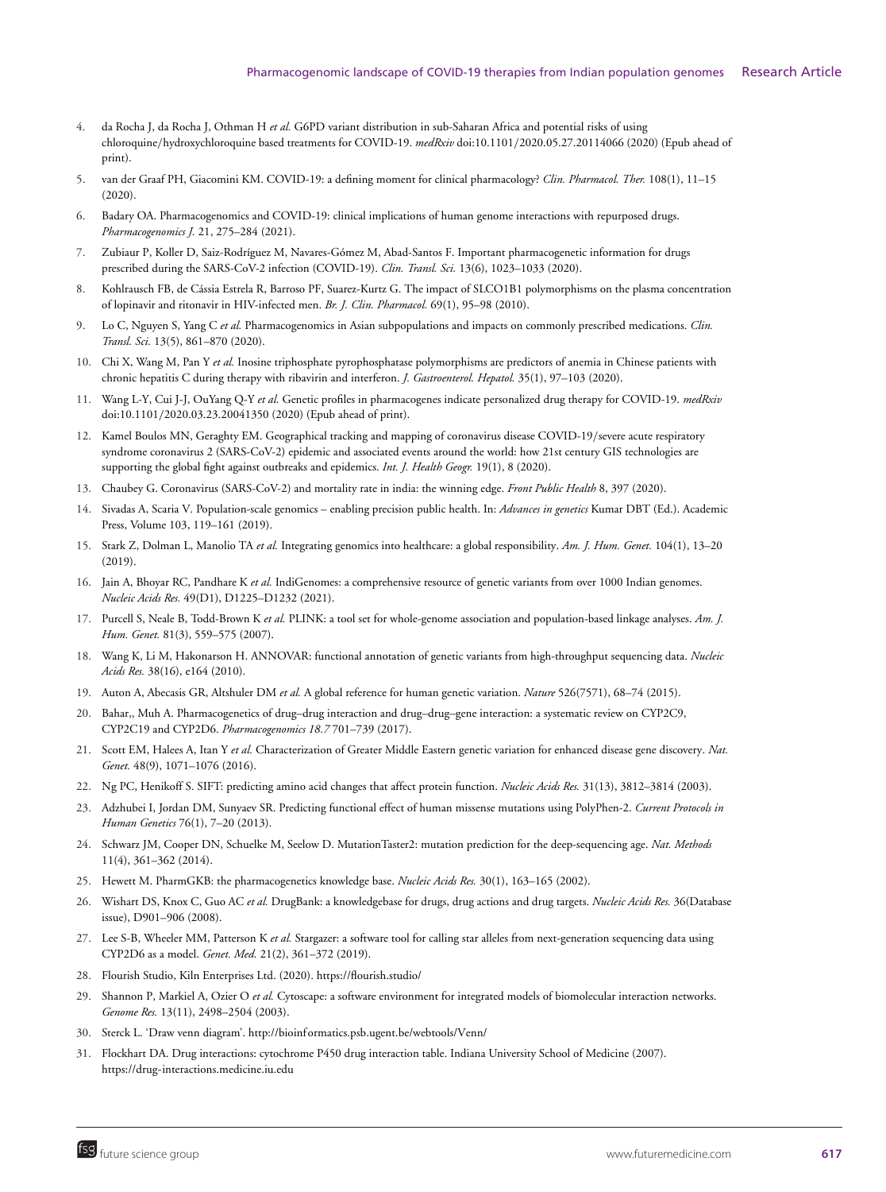4. da Rocha J, da Rocha J, Othman H *et al.* G6PD variant distribution in sub-Saharan Africa and potential risks of using chloroquine/hydroxychloroquine based treatments for COVID-19. *medRxiv* doi:10.1101/2020.05.27.20114066 (2020) (Epub ahead of print).
5. van der Graaf PH, Giacomini KM. COVID-19: a defining moment for clinical pharmacology? *Clin. Pharmacol. Ther.* 108(1), 11–15 (2020).
6. Badary OA. Pharmacogenomics and COVID-19: clinical implications of human genome interactions with repurposed drugs. *Pharmacogenomics J.* 21, 275–284 (2021).
7. Zubiaur P, Koller D, Saiz-Rodríguez M, Navares-Gómez M, Abad-Santos F. Important pharmacogenetic information for drugs prescribed during the SARS-CoV-2 infection (COVID-19). *Clin. Transl. Sci.* 13(6), 1023–1033 (2020).
8. Kohlrausch FB, de Cássia Estrela R, Barroso PF, Suarez-Kurtz G. The impact of SLCO1B1 polymorphisms on the plasma concentration of lopinavir and ritonavir in HIV-infected men. *Br. J. Clin. Pharmacol.* 69(1), 95–98 (2010).
9. Lo C, Nguyen S, Yang C *et al.* Pharmacogenomics in Asian subpopulations and impacts on commonly prescribed medications. *Clin. Transl. Sci.* 13(5), 861–870 (2020).
10. Chi X, Wang M, Pan Y *et al.* Inosine triphosphate pyrophosphatase polymorphisms are predictors of anemia in Chinese patients with chronic hepatitis C during therapy with ribavirin and interferon. *J. Gastroenterol. Hepatol.* 35(1), 97–103 (2020).
11. Wang L-Y, Cui J-J, OuYang Q-Y *et al.* Genetic profiles in pharmacogenes indicate personalized drug therapy for COVID-19. *medRxiv* doi:10.1101/2020.03.23.20041350 (2020) (Epub ahead of print).
12. Kamel Boulos MN, Geraghty EM. Geographical tracking and mapping of coronavirus disease COVID-19/severe acute respiratory syndrome coronavirus 2 (SARS-CoV-2) epidemic and associated events around the world: how 21st century GIS technologies are supporting the global fight against outbreaks and epidemics. *Int. J. Health Geogr.* 19(1), 8 (2020).
13. Chaubey G. Coronavirus (SARS-CoV-2) and mortality rate in india: the winning edge. *Front Public Health* 8, 397 (2020).
14. Sivadas A, Scaria V. Population-scale genomics – enabling precision public health. In: *Advances in genetics* Kumar DBT (Ed.). Academic Press, Volume 103, 119–161 (2019).
15. Stark Z, Dolman L, Manolio TA *et al.* Integrating genomics into healthcare: a global responsibility. *Am. J. Hum. Genet.* 104(1), 13–20 (2019).
16. Jain A, Bhoyar RC, Pandhare K *et al.* IndiGenomes: a comprehensive resource of genetic variants from over 1000 Indian genomes. *Nucleic Acids Res.* 49(D1), D1225–D1232 (2021).
17. Purcell S, Neale B, Todd-Brown K *et al.* PLINK: a tool set for whole-genome association and population-based linkage analyses. *Am. J. Hum. Genet.* 81(3), 559–575 (2007).
18. Wang K, Li M, Hakonarson H. ANNOVAR: functional annotation of genetic variants from high-throughput sequencing data. *Nucleic Acids Res.* 38(16), e164 (2010).
19. Auton A, Abecasis GR, Altshuler DM *et al.* A global reference for human genetic variation. *Nature* 526(7571), 68–74 (2015).
20. Bahar,, Muh A. Pharmacogenetics of drug–drug interaction and drug–drug–gene interaction: a systematic review on CYP2C9, CYP2C19 and CYP2D6. *Pharmacogenomics 18.7* 701–739 (2017).
21. Scott EM, Halees A, Itan Y *et al.* Characterization of Greater Middle Eastern genetic variation for enhanced disease gene discovery. *Nat. Genet.* 48(9), 1071–1076 (2016).
22. Ng PC, Henikoff S. SIFT: predicting amino acid changes that affect protein function. *Nucleic Acids Res.* 31(13), 3812–3814 (2003).
23. Adzhubei I, Jordan DM, Sunyaev SR. Predicting functional effect of human missense mutations using PolyPhen-2. *Current Protocols in Human Genetics* 76(1), 7–20 (2013).
24. Schwarz JM, Cooper DN, Schuelke M, Seelow D. MutationTaster2: mutation prediction for the deep-sequencing age. *Nat. Methods* 11(4), 361–362 (2014).
25. Hewett M. PharmGKB: the pharmacogenetics knowledge base. *Nucleic Acids Res.* 30(1), 163–165 (2002).
26. Wishart DS, Knox C, Guo AC *et al.* DrugBank: a knowledgebase for drugs, drug actions and drug targets. *Nucleic Acids Res.* 36(Database issue), D901–906 (2008).
27. Lee S-B, Wheeler MM, Patterson K *et al.* Stargazer: a software tool for calling star alleles from next-generation sequencing data using CYP2D6 as a model. *Genet. Med.* 21(2), 361–372 (2019).
28. Flourish Studio, Kiln Enterprises Ltd. (2020). https://flourish.studio/
29. Shannon P, Markiel A, Ozier O *et al.* Cytoscape: a software environment for integrated models of biomolecular interaction networks. *Genome Res.* 13(11), 2498–2504 (2003).
30. Sterck L. 'Draw venn diagram'. http://bioinformatics.psb.ugent.be/webtools/Venn/
31. Flockhart DA. Drug interactions: cytochrome P450 drug interaction table. Indiana University School of Medicine (2007). https://drug-interactions.medicine.iu.edu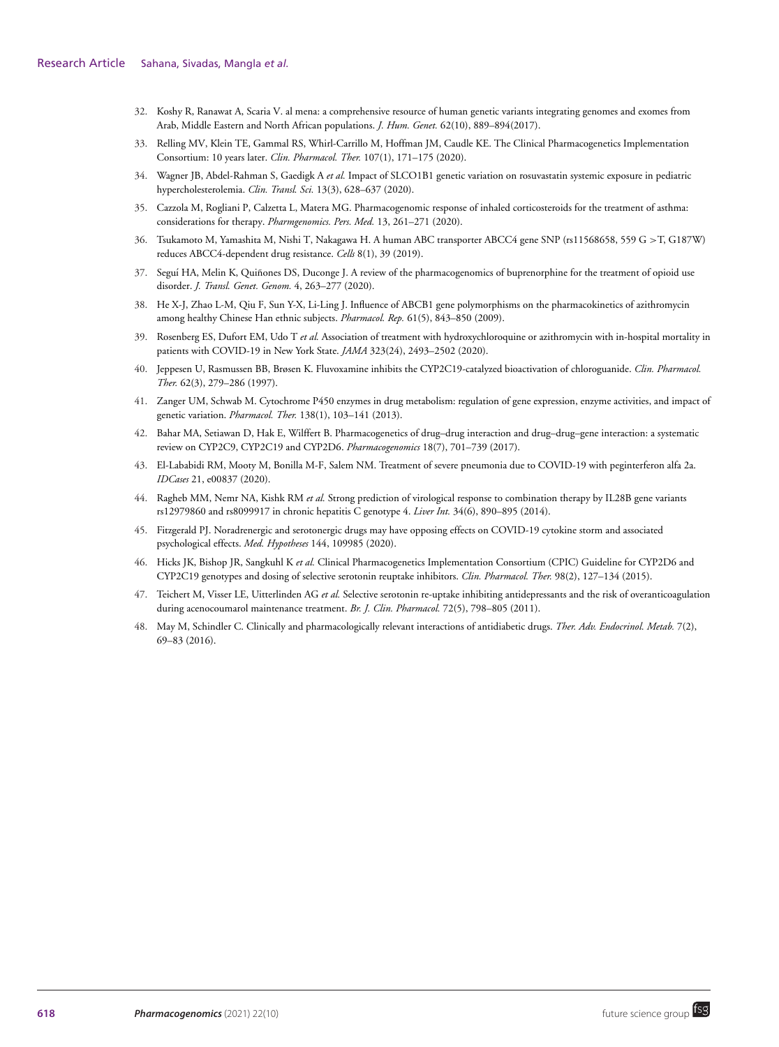32. Koshy R, Ranawat A, Scaria V. al mena: a comprehensive resource of human genetic variants integrating genomes and exomes from Arab, Middle Eastern and North African populations. *J. Hum. Genet.* 62(10), 889–894(2017).
33. Relling MV, Klein TE, Gammal RS, Whirl-Carrillo M, Hoffman JM, Caudle KE. The Clinical Pharmacogenetics Implementation Consortium: 10 years later. *Clin. Pharmacol. Ther.* 107(1), 171–175 (2020).
34. Wagner JB, Abdel-Rahman S, Gaedigk A *et al.* Impact of SLCO1B1 genetic variation on rosuvastatin systemic exposure in pediatric hypercholesterolemia. *Clin. Transl. Sci.* 13(3), 628–637 (2020).
35. Cazzola M, Rogliani P, Calzetta L, Matera MG. Pharmacogenomic response of inhaled corticosteroids for the treatment of asthma: considerations for therapy. *Pharmgenomics. Pers. Med.* 13, 261–271 (2020).
36. Tsukamoto M, Yamashita M, Nishi T, Nakagawa H. A human ABC transporter ABCC4 gene SNP (rs11568658, 559 G >T, G187W) reduces ABCC4-dependent drug resistance. *Cells* 8(1), 39 (2019).
37. Seguí HA, Melin K, Quiñones DS, Duconge J. A review of the pharmacogenomics of buprenorphine for the treatment of opioid use disorder. *J. Transl. Genet. Genom.* 4, 263–277 (2020).
38. He X-J, Zhao L-M, Qiu F, Sun Y-X, Li-Ling J. Influence of ABCB1 gene polymorphisms on the pharmacokinetics of azithromycin among healthy Chinese Han ethnic subjects. *Pharmacol. Rep.* 61(5), 843–850 (2009).
39. Rosenberg ES, Dufort EM, Udo T *et al.* Association of treatment with hydroxychloroquine or azithromycin with in-hospital mortality in patients with COVID-19 in New York State. *JAMA* 323(24), 2493–2502 (2020).
40. Jeppesen U, Rasmussen BB, Brøsen K. Fluvoxamine inhibits the CYP2C19-catalyzed bioactivation of chloroguanide. *Clin. Pharmacol. Ther.* 62(3), 279–286 (1997).
41. Zanger UM, Schwab M. Cytochrome P450 enzymes in drug metabolism: regulation of gene expression, enzyme activities, and impact of genetic variation. *Pharmacol. Ther.* 138(1), 103–141 (2013).
42. Bahar MA, Setiawan D, Hak E, Wilffert B. Pharmacogenetics of drug–drug interaction and drug–drug–gene interaction: a systematic review on CYP2C9, CYP2C19 and CYP2D6. *Pharmacogenomics* 18(7), 701–739 (2017).
43. El-Lababidi RM, Mooty M, Bonilla M-F, Salem NM. Treatment of severe pneumonia due to COVID-19 with peginterferon alfa 2a. *IDCases* 21, e00837 (2020).
44. Ragheb MM, Nemr NA, Kishk RM *et al.* Strong prediction of virological response to combination therapy by IL28B gene variants rs12979860 and rs8099917 in chronic hepatitis C genotype 4. *Liver Int.* 34(6), 890–895 (2014).
45. Fitzgerald PJ. Noradrenergic and serotonergic drugs may have opposing effects on COVID-19 cytokine storm and associated psychological effects. *Med. Hypotheses* 144, 109985 (2020).
46. Hicks JK, Bishop JR, Sangkuhl K *et al.* Clinical Pharmacogenetics Implementation Consortium (CPIC) Guideline for CYP2D6 and CYP2C19 genotypes and dosing of selective serotonin reuptake inhibitors. *Clin. Pharmacol. Ther.* 98(2), 127–134 (2015).
47. Teichert M, Visser LE, Uitterlinden AG *et al.* Selective serotonin re-uptake inhibiting antidepressants and the risk of overanticoagulation during acenocoumarol maintenance treatment. *Br. J. Clin. Pharmacol.* 72(5), 798–805 (2011).
48. May M, Schindler C. Clinically and pharmacologically relevant interactions of antidiabetic drugs. *Ther. Adv. Endocrinol. Metab.* 7(2), 69–83 (2016).